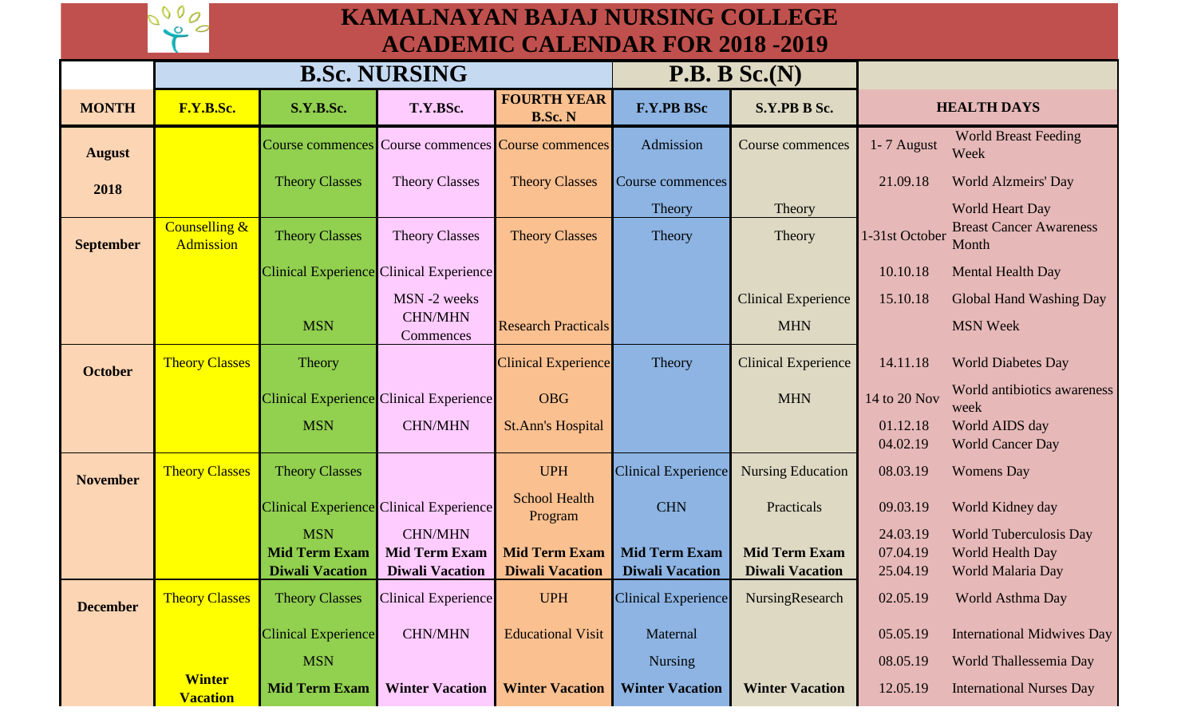# KAMALNAYAN BAJAJ NURSING COLLEGE
## ACADEMIC CALENDAR FOR 2018 -2019

| | B.Sc. NURSING | | | | P.B. B Sc.(N) | | | |
|---|---|---|---|---|---|---|---|---|
| **MONTH** | **F.Y.B.Sc.** | **S.Y.B.Sc.** | **T.Y.BSc.** | **FOURTH YEAR B.Sc. N** | **F.Y.PB BSc** | **S.Y.PB B Sc.** | **HEALTH DAYS** | |
| **August 2018** | | Course commences | Course commences | Course commences | Admission | Course commences | 1- 7 August | World Breast Feeding Week |
| | | Theory Classes | Theory Classes | Theory Classes | Course commences | | 21.09.18 | World Alzmeirs' Day |
| | | | | | Theory | Theory | | World Heart Day |
| **September** | Counselling & Admission | Theory Classes | Theory Classes | Theory Classes | Theory | Theory | 1-31st October | Breast Cancer Awareness Month |
| | | Clinical Experience | Clinical Experience | | | | 10.10.18 | Mental Health Day |
| | | | MSN -2 weeks | | | Clinical Experience | 15.10.18 | Global Hand Washing Day |
| | | MSN | CHN/MHN Commences | Research Practicals | | MHN | | MSN Week |
| **October** | Theory Classes | Theory | | Clinical Experience | Theory | Clinical Experience | 14.11.18 | World Diabetes Day |
| | | Clinical Experience | Clinical Experience | OBG | | MHN | 14 to 20 Nov | World antibiotics awareness week |
| | | MSN | CHN/MHN | St.Ann's Hospital | | | 01.12.18 | World AIDS day |
| | | | | | | | 04.02.19 | World Cancer Day |
| **November** | Theory Classes | Theory Classes | | UPH | Clinical Experience | Nursing Education | 08.03.19 | Womens Day |
| | | Clinical Experience | Clinical Experience | School Health Program | CHN | Practicals | 09.03.19 | World Kidney day |
| | | MSN | CHN/MHN | | | | 24.03.19 | World Tuberculosis Day |
| | | **Mid Term Exam** | **Mid Term Exam** | **Mid Term Exam** | **Mid Term Exam** | **Mid Term Exam** | 07.04.19 | World Health Day |
| | | **Diwali Vacation** | **Diwali Vacation** | **Diwali Vacation** | **Diwali Vacation** | **Diwali Vacation** | 25.04.19 | World Malaria Day |
| **December** | Theory Classes | Theory Classes | Clinical Experience | UPH | Clinical Experience | NursingResearch | 02.05.19 | World Asthma Day |
| | | Clinical Experience | CHN/MHN | Educational Visit | Maternal | | 05.05.19 | International Midwives Day |
| | | MSN | | | Nursing | | 08.05.19 | World Thallessemia Day |
| | **Winter Vacation** | **Mid Term Exam** | **Winter Vacation** | **Winter Vacation** | **Winter Vacation** | **Winter Vacation** | 12.05.19 | International Nurses Day |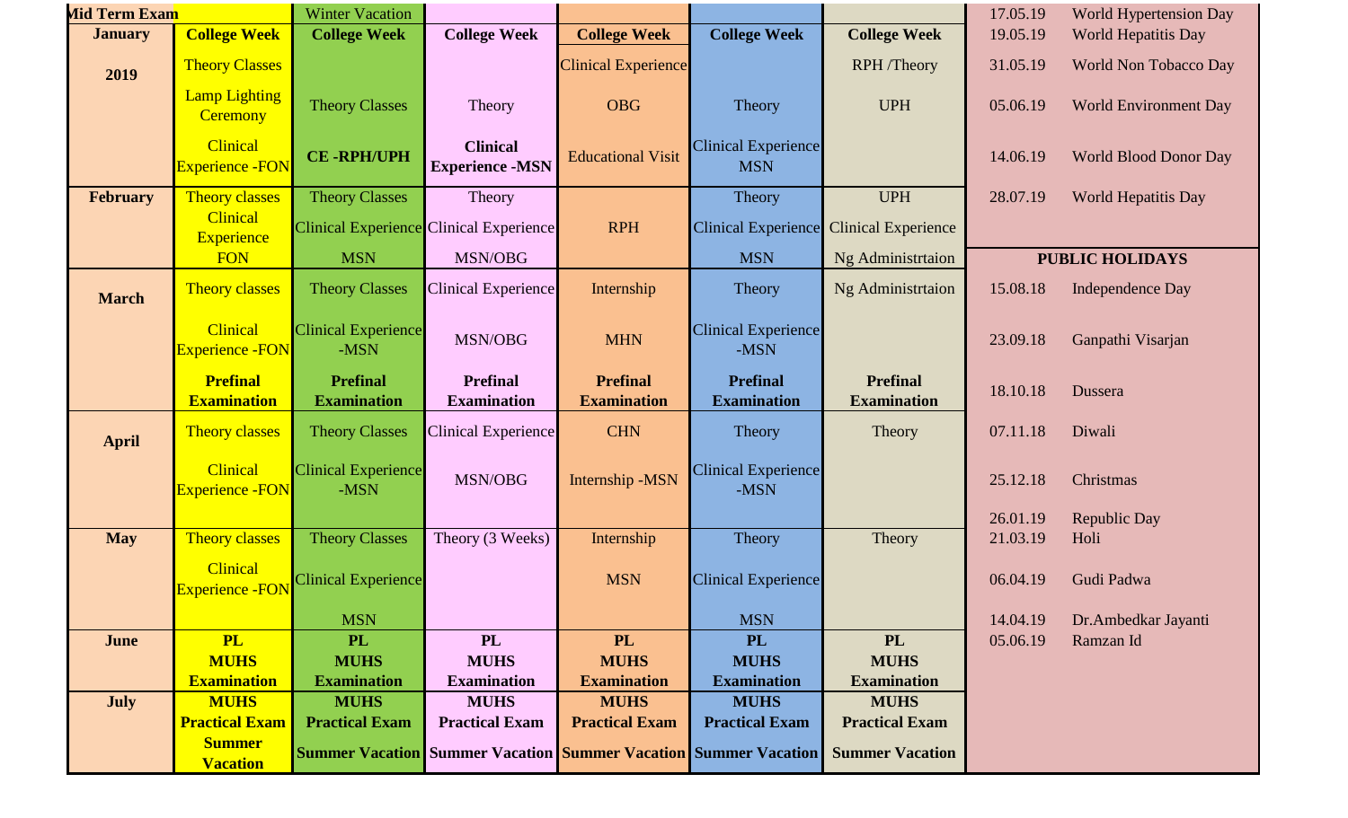| | | | | | | | | |
|---|---|---|---|---|---|---|---|---|
| Mid Term Exam | | Winter Vacation | | | | | 17.05.19 | World Hypertension Day |
| **January** | **College Week** | **College Week** | **College Week** | **College Week** | **College Week** | **College Week** | 19.05.19 | World Hepatitis Day |
| **2019** | Theory Classes | | | Clinical Experience | | RPH /Theory | 31.05.19 | World Non Tobacco Day |
| | Lamp Lighting Ceremony | Theory Classes | Theory | OBG | Theory | UPH | 05.06.19 | World Environment Day |
| | Clinical Experience -FON | **CE -RPH/UPH** | **Clinical Experience -MSN** | Educational Visit | Clinical Experience MSN | | 14.06.19 | World Blood Donor Day |
| **February** | Theory classes | Theory Classes | Theory | | Theory | UPH | 28.07.19 | World Hepatitis Day |
| | Clinical Experience | Clinical Experience | Clinical Experience | RPH | Clinical Experience | Clinical Experience | | |
| | FON | MSN | MSN/OBG | | MSN | Ng Administrtaion | **PUBLIC HOLIDAYS** | |
| **March** | Theory classes | Theory Classes | Clinical Experience | Internship | Theory | Ng Administrtaion | 15.08.18 | Independence Day |
| | Clinical Experience -FON | Clinical Experience -MSN | MSN/OBG | MHN | Clinical Experience -MSN | | 23.09.18 | Ganpathi Visarjan |
| | **Prefinal Examination** | **Prefinal Examination** | **Prefinal Examination** | **Prefinal Examination** | **Prefinal Examination** | **Prefinal Examination** | 18.10.18 | Dussera |
| **April** | Theory classes | Theory Classes | Clinical Experience | CHN | Theory | Theory | 07.11.18 | Diwali |
| | Clinical Experience -FON | Clinical Experience -MSN | MSN/OBG | Internship -MSN | Clinical Experience -MSN | | 25.12.18 | Christmas |
| | | | | | | | 26.01.19 | Republic Day |
| **May** | Theory classes | Theory Classes | Theory (3 Weeks) | Internship | Theory | Theory | 21.03.19 | Holi |
| | Clinical Experience -FON | Clinical Experience | | MSN | Clinical Experience | | 06.04.19 | Gudi Padwa |
| | | MSN | | | MSN | | 14.04.19 | Dr.Ambedkar Jayanti |
| **June** | **PL MUHS Examination** | **PL MUHS Examination** | **PL MUHS Examination** | **PL MUHS Examination** | **PL MUHS Examination** | **PL MUHS Examination** | 05.06.19 | Ramzan Id |
| **July** | **MUHS Practical Exam** | **MUHS Practical Exam** | **MUHS Practical Exam** | **MUHS Practical Exam** | **MUHS Practical Exam** | **MUHS Practical Exam** | | |
| | **Summer Vacation** | **Summer Vacation** | **Summer Vacation** | **Summer Vacation** | **Summer Vacation** | **Summer Vacation** | | |